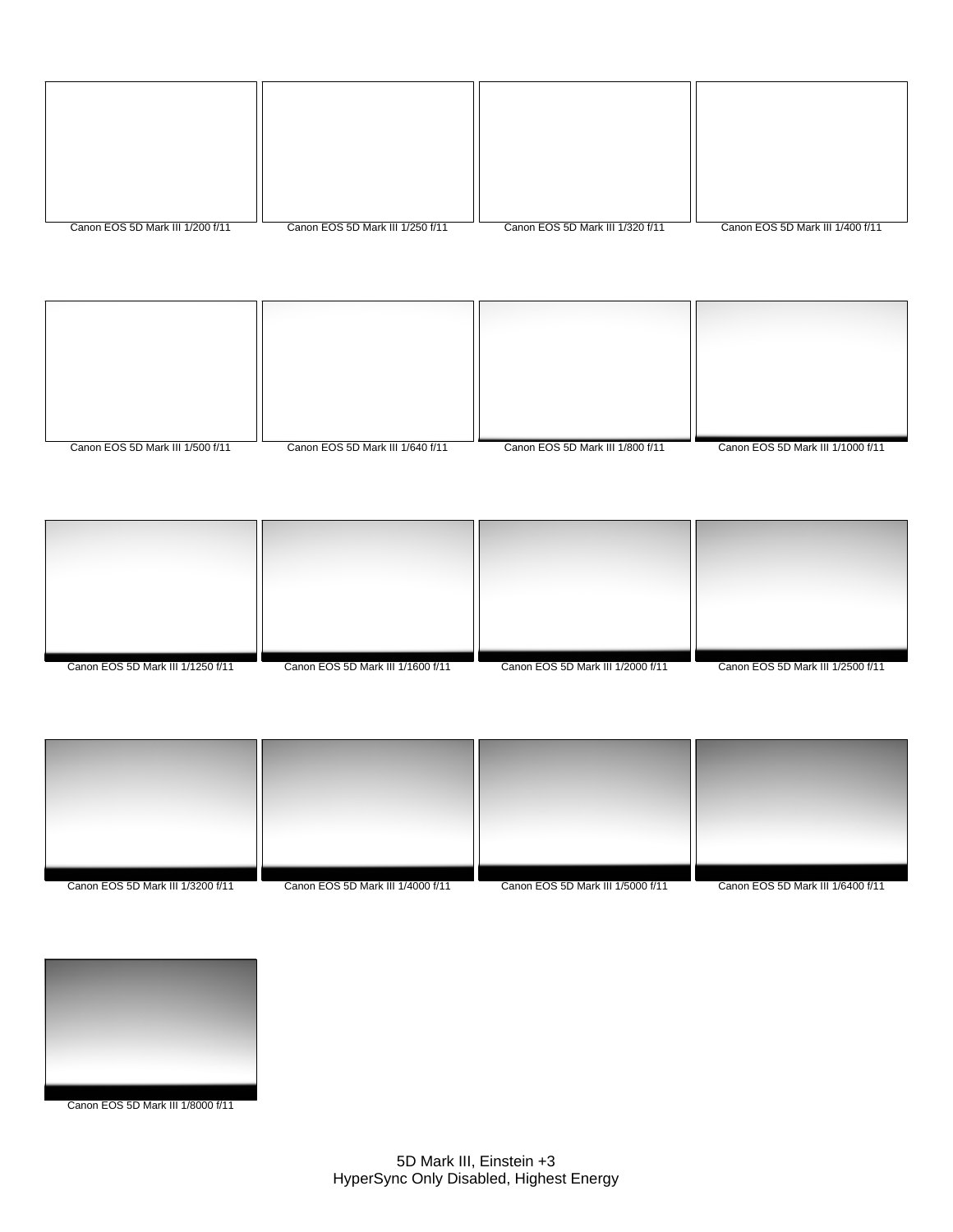Canon EOS 5D Mark III 1/200 f/11

Canon EOS 5D Mark III 1/250 f/11

Canon EOS 5D Mark III 1/320 f/11

Canon EOS 5D Mark III 1/400 f/11

Canon EOS 5D Mark III 1/500 f/11

Canon EOS 5D Mark III 1/640 f/11

Canon EOS 5D Mark III 1/800 f/11

Canon EOS 5D Mark III 1/1000 f/11

Canon EOS 5D Mark III 1/1250 f/11

Canon EOS 5D Mark III 1/1600 f/11

Canon EOS 5D Mark III 1/2000 f/11

Canon EOS 5D Mark III 1/2500 f/11

Canon EOS 5D Mark III 1/3200 f/11

Canon EOS 5D Mark III 1/4000 f/11

Canon EOS 5D Mark III 1/5000 f/11

Canon EOS 5D Mark III 1/6400 f/11

Canon EOS 5D Mark III 1/8000 f/11

5D Mark III, Einstein +3
HyperSync Only Disabled, Highest Energy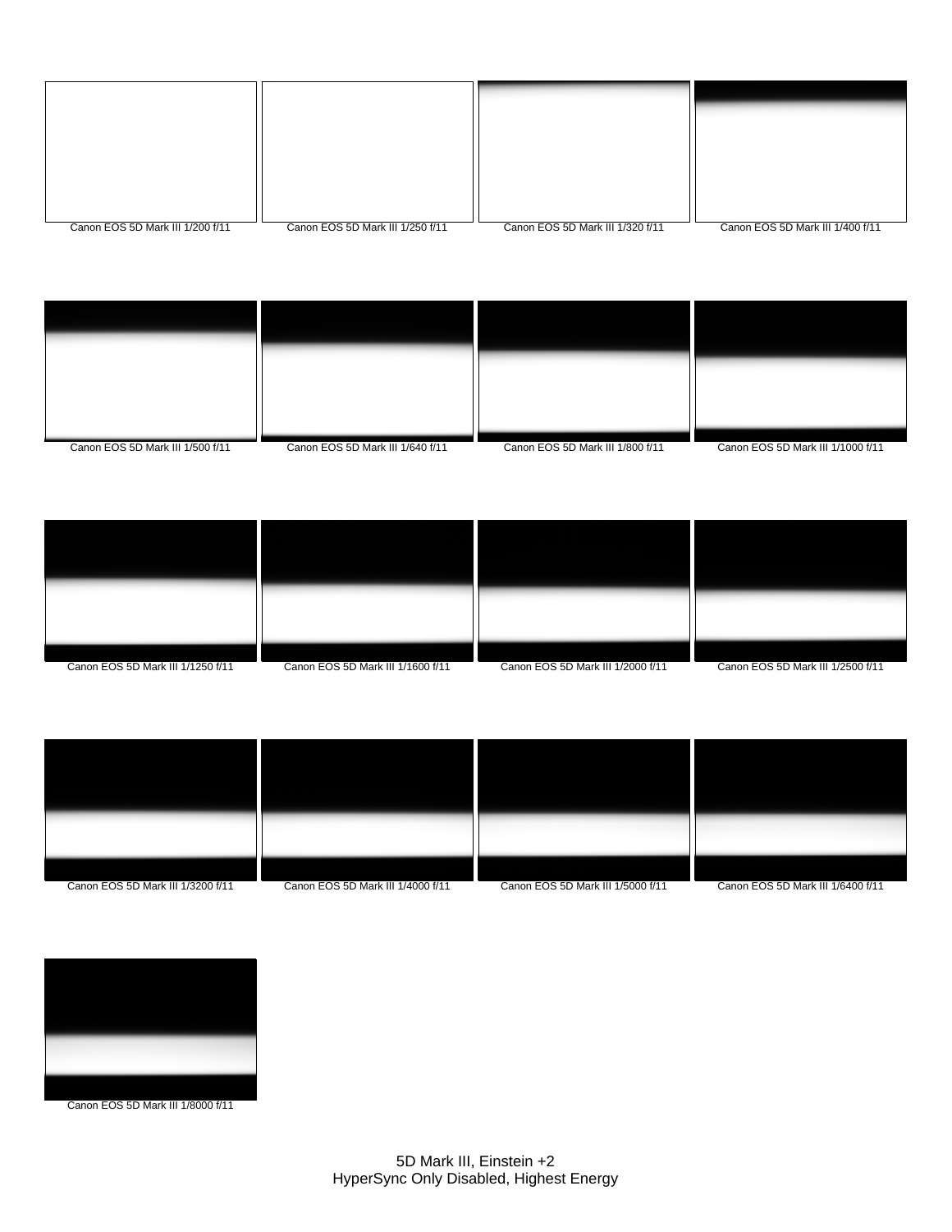Canon EOS 5D Mark III 1/200 f/11

Canon EOS 5D Mark III 1/250 f/11

Canon EOS 5D Mark III 1/320 f/11

Canon EOS 5D Mark III 1/400 f/11

Canon EOS 5D Mark III 1/500 f/11

Canon EOS 5D Mark III 1/640 f/11

Canon EOS 5D Mark III 1/800 f/11

Canon EOS 5D Mark III 1/1000 f/11

Canon EOS 5D Mark III 1/1250 f/11

Canon EOS 5D Mark III 1/1600 f/11

Canon EOS 5D Mark III 1/2000 f/11

Canon EOS 5D Mark III 1/2500 f/11

Canon EOS 5D Mark III 1/3200 f/11

Canon EOS 5D Mark III 1/4000 f/11

Canon EOS 5D Mark III 1/5000 f/11

Canon EOS 5D Mark III 1/6400 f/11

Canon EOS 5D Mark III 1/8000 f/11

5D Mark III, Einstein +2
HyperSync Only Disabled, Highest Energy